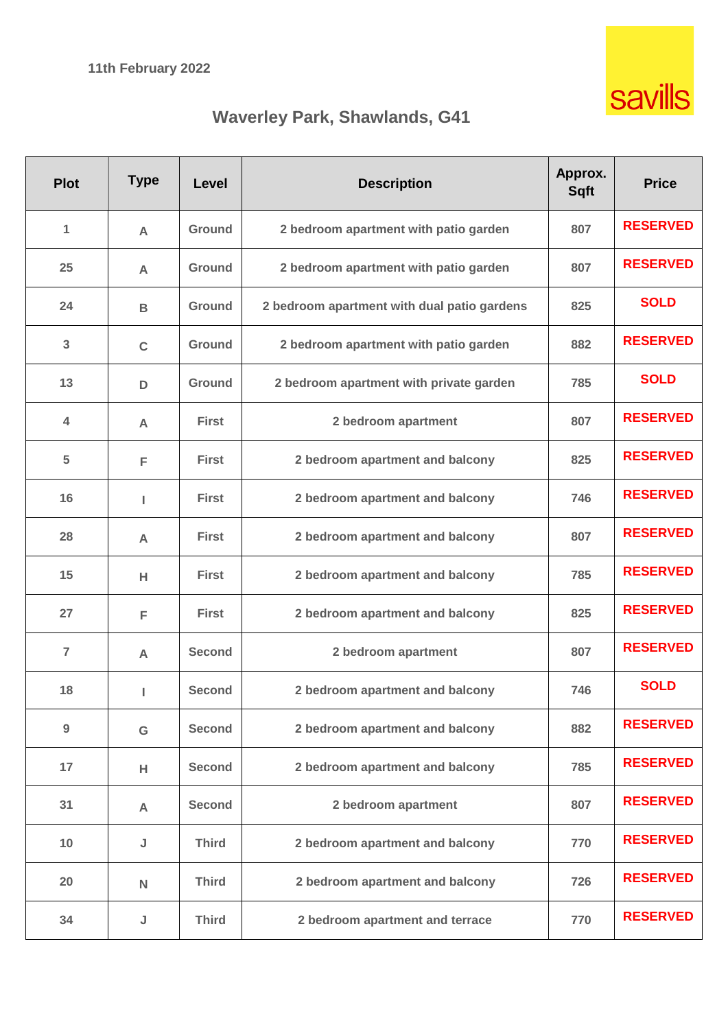11th February 2022

savills

# Waverley Park, Shawlands, G41

| Plot | Type | Level | Description | Approx. Sqft | Price |
|---|---|---|---|---|---|
| 1 | A | Ground | 2 bedroom apartment with patio garden | 807 | RESERVED |
| 25 | A | Ground | 2 bedroom apartment with patio garden | 807 | RESERVED |
| 24 | B | Ground | 2 bedroom apartment with dual patio gardens | 825 | SOLD |
| 3 | C | Ground | 2 bedroom apartment with patio garden | 882 | RESERVED |
| 13 | D | Ground | 2 bedroom apartment with private garden | 785 | SOLD |
| 4 | A | First | 2 bedroom apartment | 807 | RESERVED |
| 5 | F | First | 2 bedroom apartment and balcony | 825 | RESERVED |
| 16 | I | First | 2 bedroom apartment and balcony | 746 | RESERVED |
| 28 | A | First | 2 bedroom apartment and balcony | 807 | RESERVED |
| 15 | H | First | 2 bedroom apartment and balcony | 785 | RESERVED |
| 27 | F | First | 2 bedroom apartment and balcony | 825 | RESERVED |
| 7 | A | Second | 2 bedroom apartment | 807 | RESERVED |
| 18 | I | Second | 2 bedroom apartment and balcony | 746 | SOLD |
| 9 | G | Second | 2 bedroom apartment and balcony | 882 | RESERVED |
| 17 | H | Second | 2 bedroom apartment and balcony | 785 | RESERVED |
| 31 | A | Second | 2 bedroom apartment | 807 | RESERVED |
| 10 | J | Third | 2 bedroom apartment and balcony | 770 | RESERVED |
| 20 | N | Third | 2 bedroom apartment and balcony | 726 | RESERVED |
| 34 | J | Third | 2 bedroom apartment and terrace | 770 | RESERVED |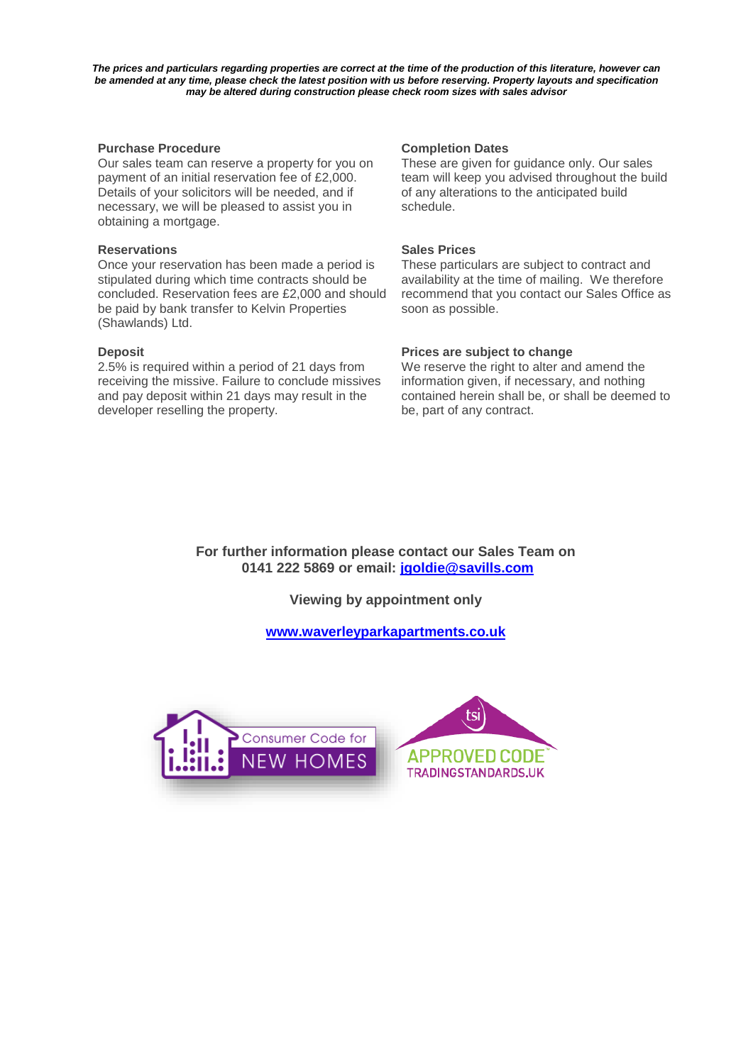***The prices and particulars regarding properties are correct at the time of the production of this literature, however can be amended at any time, please check the latest position with us before reserving. Property layouts and specification may be altered during construction please check room sizes with sales advisor***

**Purchase Procedure**
Our sales team can reserve a property for you on payment of an initial reservation fee of £2,000. Details of your solicitors will be needed, and if necessary, we will be pleased to assist you in obtaining a mortgage.

**Reservations**
Once your reservation has been made a period is stipulated during which time contracts should be concluded. Reservation fees are £2,000 and should be paid by bank transfer to Kelvin Properties (Shawlands) Ltd.

**Deposit**
2.5% is required within a period of 21 days from receiving the missive. Failure to conclude missives and pay deposit within 21 days may result in the developer reselling the property.

**Completion Dates**
These are given for guidance only. Our sales team will keep you advised throughout the build of any alterations to the anticipated build schedule.

**Sales Prices**
These particulars are subject to contract and availability at the time of mailing. We therefore recommend that you contact our Sales Office as soon as possible.

**Prices are subject to change**
We reserve the right to alter and amend the information given, if necessary, and nothing contained herein shall be, or shall be deemed to be, part of any contract.

**For further information please contact our Sales Team on 0141 222 5869 or email: jgoldie@savills.com**

**Viewing by appointment only**

**www.waverleyparkapartments.co.uk**

Consumer Code for NEW HOMES

tsi APPROVED CODE TRADINGSTANDARDS.UK